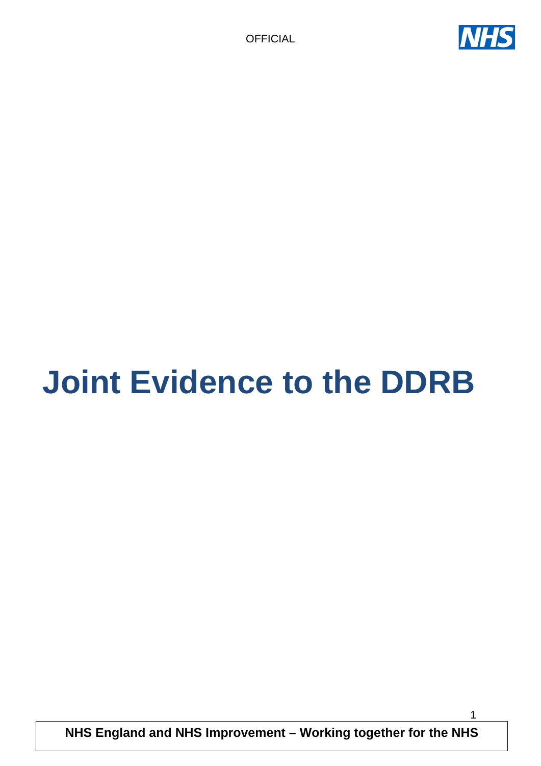OFFICIAL

# Joint Evidence to the DDRB

NHS England and NHS Improvement – Working together for the NHS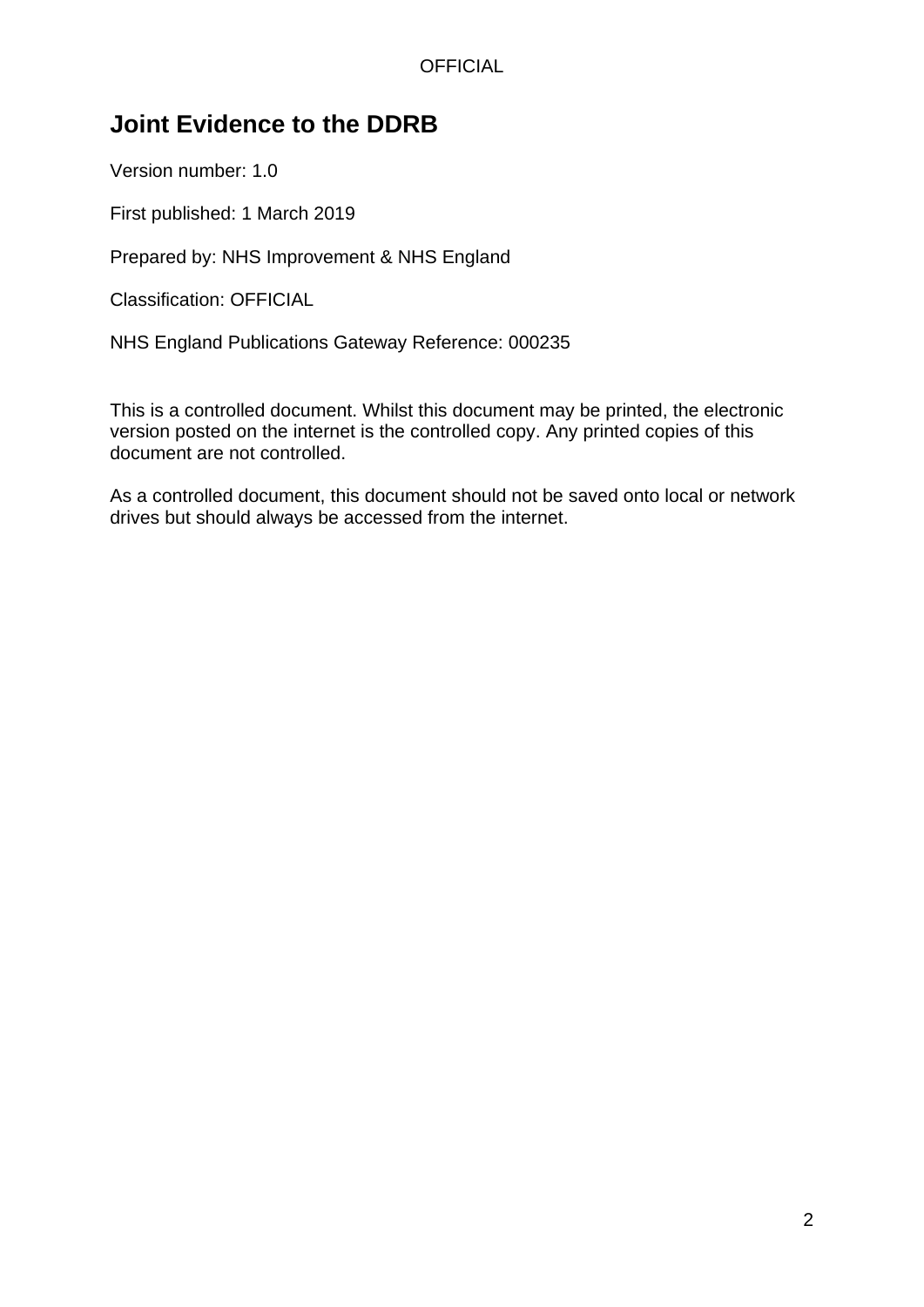# Joint Evidence to the DDRB

Version number: 1.0

First published: 1 March 2019

Prepared by: NHS Improvement & NHS England

Classification: OFFICIAL

NHS England Publications Gateway Reference: 000235

This is a controlled document. Whilst this document may be printed, the electronic version posted on the internet is the controlled copy. Any printed copies of this document are not controlled.

As a controlled document, this document should not be saved onto local or network drives but should always be accessed from the internet.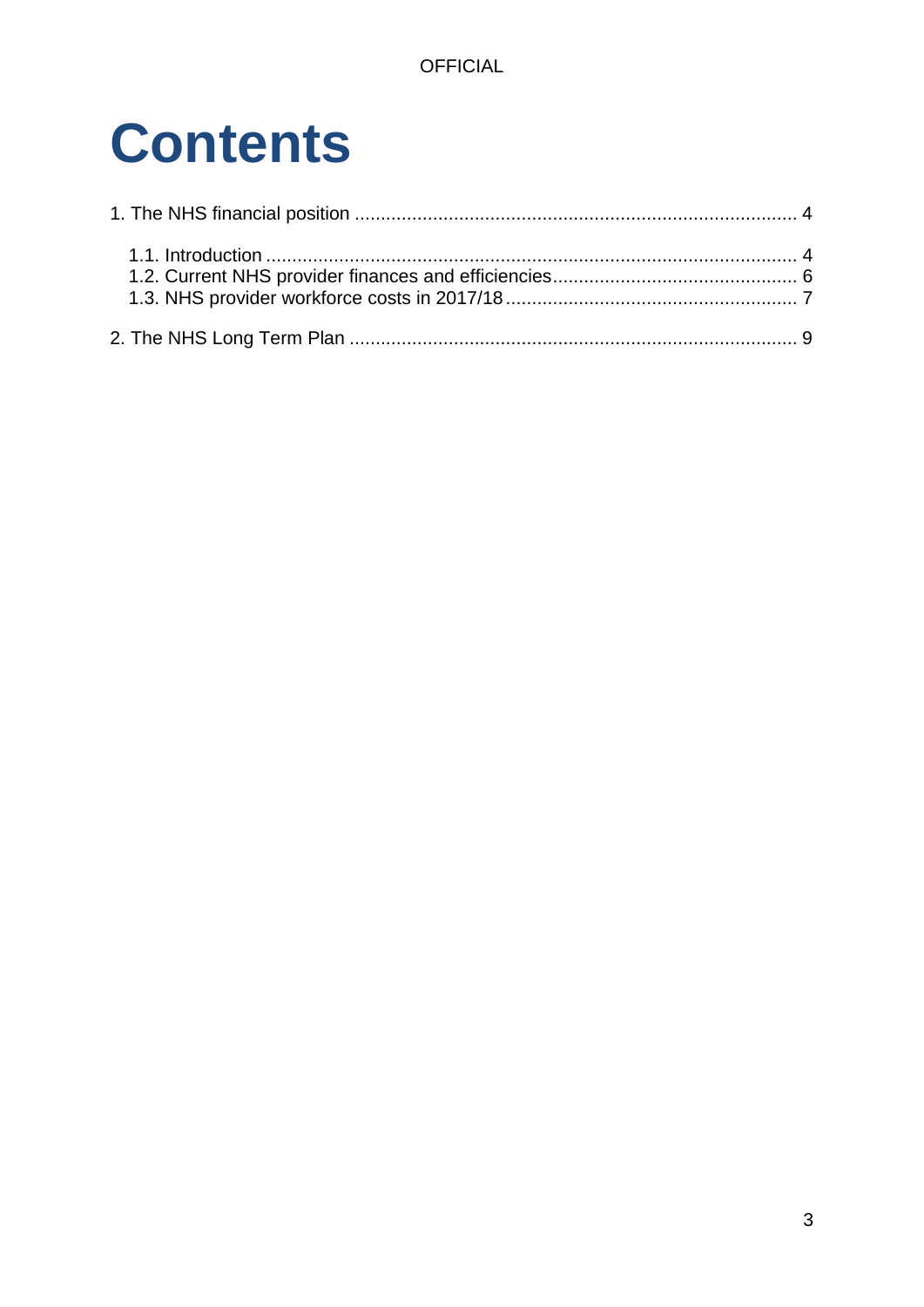# Contents

1. The NHS financial position .................................................................................... 4

   1.1. Introduction ..................................................................................................... 4
   1.2. Current NHS provider finances and efficiencies.............................................. 6
   1.3. NHS provider workforce costs in 2017/18....................................................... 7

2. The NHS Long Term Plan ..................................................................................... 9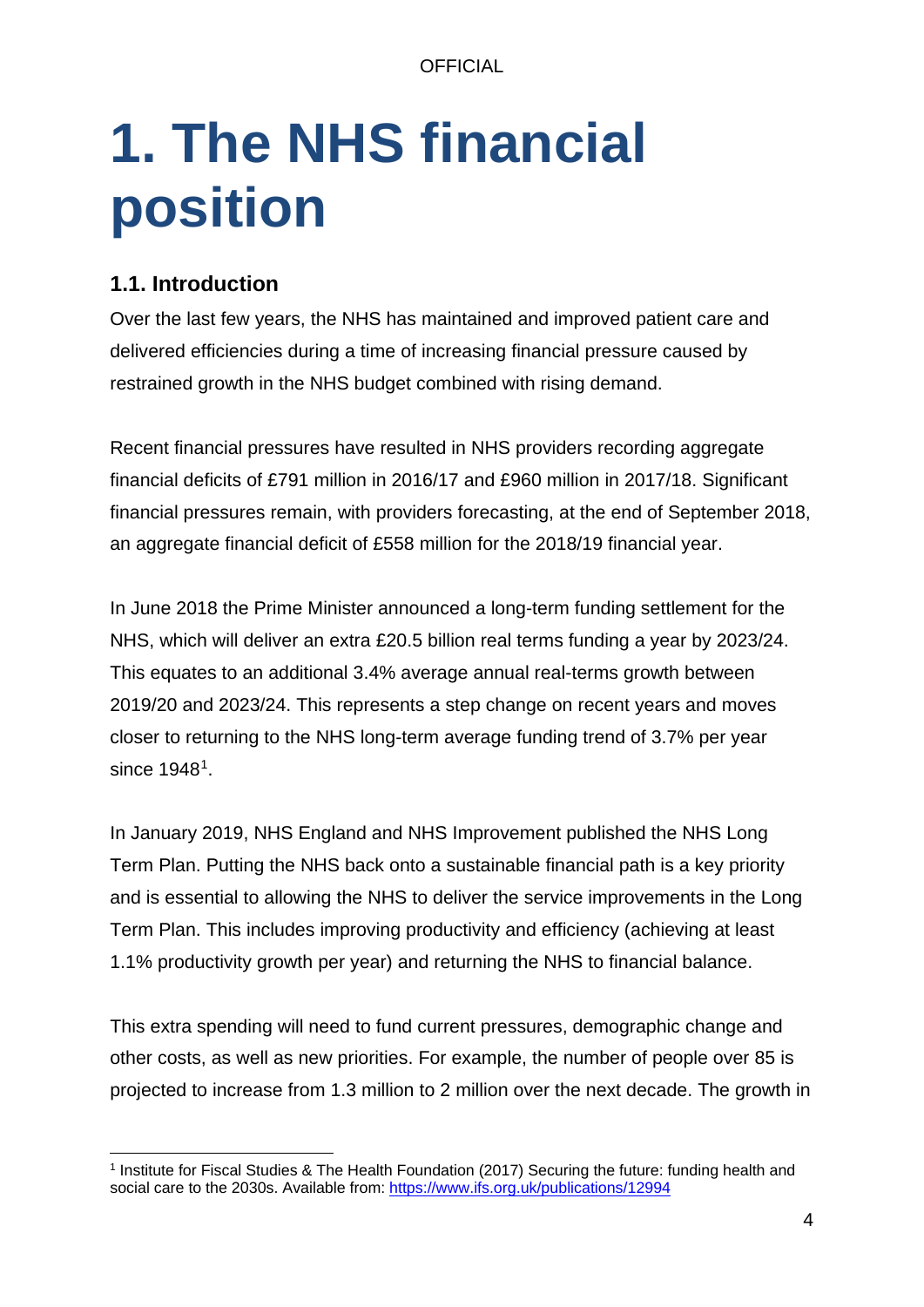# 1. The NHS financial position

## 1.1. Introduction

Over the last few years, the NHS has maintained and improved patient care and delivered efficiencies during a time of increasing financial pressure caused by restrained growth in the NHS budget combined with rising demand.

Recent financial pressures have resulted in NHS providers recording aggregate financial deficits of £791 million in 2016/17 and £960 million in 2017/18. Significant financial pressures remain, with providers forecasting, at the end of September 2018, an aggregate financial deficit of £558 million for the 2018/19 financial year.

In June 2018 the Prime Minister announced a long-term funding settlement for the NHS, which will deliver an extra £20.5 billion real terms funding a year by 2023/24. This equates to an additional 3.4% average annual real-terms growth between 2019/20 and 2023/24. This represents a step change on recent years and moves closer to returning to the NHS long-term average funding trend of 3.7% per year since 1948[1].

In January 2019, NHS England and NHS Improvement published the NHS Long Term Plan. Putting the NHS back onto a sustainable financial path is a key priority and is essential to allowing the NHS to deliver the service improvements in the Long Term Plan. This includes improving productivity and efficiency (achieving at least 1.1% productivity growth per year) and returning the NHS to financial balance.

This extra spending will need to fund current pressures, demographic change and other costs, as well as new priorities. For example, the number of people over 85 is projected to increase from 1.3 million to 2 million over the next decade. The growth in

[1] Institute for Fiscal Studies & The Health Foundation (2017) Securing the future: funding health and social care to the 2030s. Available from: https://www.ifs.org.uk/publications/12994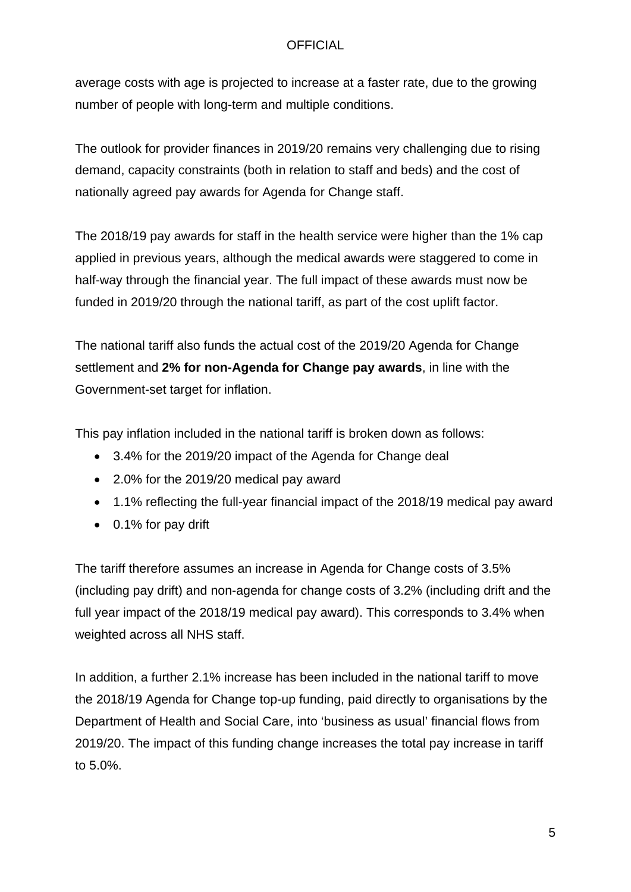average costs with age is projected to increase at a faster rate, due to the growing number of people with long-term and multiple conditions.

The outlook for provider finances in 2019/20 remains very challenging due to rising demand, capacity constraints (both in relation to staff and beds) and the cost of nationally agreed pay awards for Agenda for Change staff.

The 2018/19 pay awards for staff in the health service were higher than the 1% cap applied in previous years, although the medical awards were staggered to come in half-way through the financial year. The full impact of these awards must now be funded in 2019/20 through the national tariff, as part of the cost uplift factor.

The national tariff also funds the actual cost of the 2019/20 Agenda for Change settlement and **2% for non-Agenda for Change pay awards**, in line with the Government-set target for inflation.

This pay inflation included in the national tariff is broken down as follows:

- 3.4% for the 2019/20 impact of the Agenda for Change deal
- 2.0% for the 2019/20 medical pay award
- 1.1% reflecting the full-year financial impact of the 2018/19 medical pay award
- 0.1% for pay drift

The tariff therefore assumes an increase in Agenda for Change costs of 3.5% (including pay drift) and non-agenda for change costs of 3.2% (including drift and the full year impact of the 2018/19 medical pay award). This corresponds to 3.4% when weighted across all NHS staff.

In addition, a further 2.1% increase has been included in the national tariff to move the 2018/19 Agenda for Change top-up funding, paid directly to organisations by the Department of Health and Social Care, into 'business as usual' financial flows from 2019/20. The impact of this funding change increases the total pay increase in tariff to 5.0%.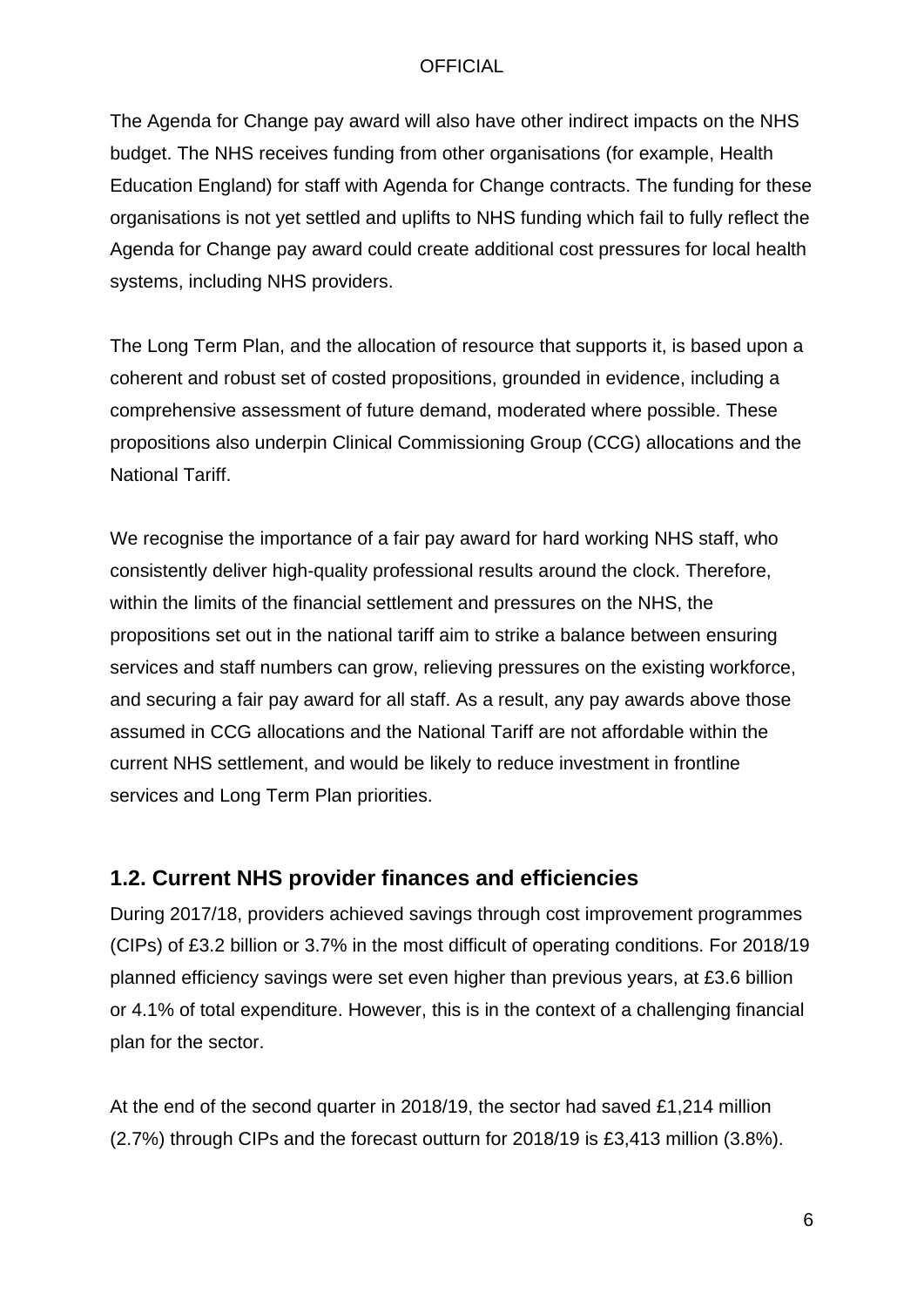The Agenda for Change pay award will also have other indirect impacts on the NHS budget. The NHS receives funding from other organisations (for example, Health Education England) for staff with Agenda for Change contracts. The funding for these organisations is not yet settled and uplifts to NHS funding which fail to fully reflect the Agenda for Change pay award could create additional cost pressures for local health systems, including NHS providers.

The Long Term Plan, and the allocation of resource that supports it, is based upon a coherent and robust set of costed propositions, grounded in evidence, including a comprehensive assessment of future demand, moderated where possible. These propositions also underpin Clinical Commissioning Group (CCG) allocations and the National Tariff.

We recognise the importance of a fair pay award for hard working NHS staff, who consistently deliver high-quality professional results around the clock. Therefore, within the limits of the financial settlement and pressures on the NHS, the propositions set out in the national tariff aim to strike a balance between ensuring services and staff numbers can grow, relieving pressures on the existing workforce, and securing a fair pay award for all staff. As a result, any pay awards above those assumed in CCG allocations and the National Tariff are not affordable within the current NHS settlement, and would be likely to reduce investment in frontline services and Long Term Plan priorities.

## 1.2. Current NHS provider finances and efficiencies

During 2017/18, providers achieved savings through cost improvement programmes (CIPs) of £3.2 billion or 3.7% in the most difficult of operating conditions. For 2018/19 planned efficiency savings were set even higher than previous years, at £3.6 billion or 4.1% of total expenditure. However, this is in the context of a challenging financial plan for the sector.

At the end of the second quarter in 2018/19, the sector had saved £1,214 million (2.7%) through CIPs and the forecast outturn for 2018/19 is £3,413 million (3.8%).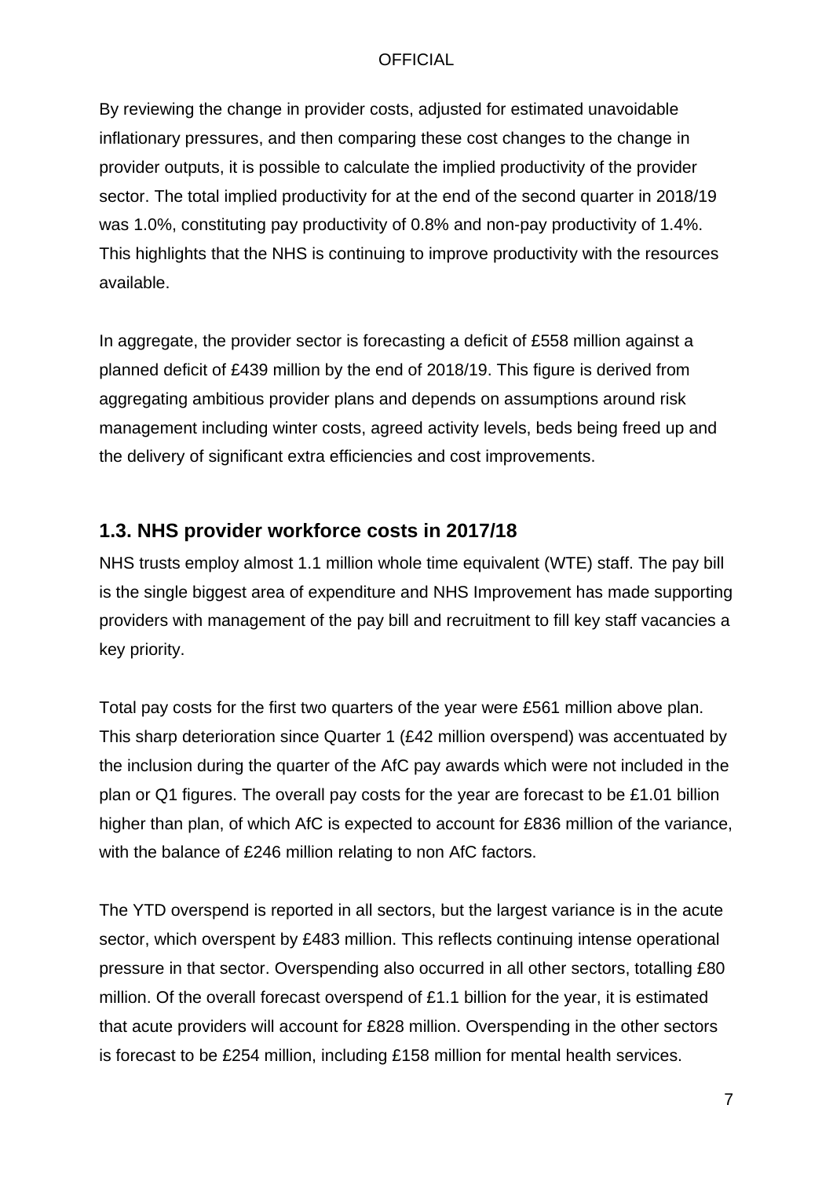By reviewing the change in provider costs, adjusted for estimated unavoidable inflationary pressures, and then comparing these cost changes to the change in provider outputs, it is possible to calculate the implied productivity of the provider sector. The total implied productivity for at the end of the second quarter in 2018/19 was 1.0%, constituting pay productivity of 0.8% and non-pay productivity of 1.4%. This highlights that the NHS is continuing to improve productivity with the resources available.

In aggregate, the provider sector is forecasting a deficit of £558 million against a planned deficit of £439 million by the end of 2018/19. This figure is derived from aggregating ambitious provider plans and depends on assumptions around risk management including winter costs, agreed activity levels, beds being freed up and the delivery of significant extra efficiencies and cost improvements.

## 1.3. NHS provider workforce costs in 2017/18

NHS trusts employ almost 1.1 million whole time equivalent (WTE) staff. The pay bill is the single biggest area of expenditure and NHS Improvement has made supporting providers with management of the pay bill and recruitment to fill key staff vacancies a key priority.

Total pay costs for the first two quarters of the year were £561 million above plan. This sharp deterioration since Quarter 1 (£42 million overspend) was accentuated by the inclusion during the quarter of the AfC pay awards which were not included in the plan or Q1 figures. The overall pay costs for the year are forecast to be £1.01 billion higher than plan, of which AfC is expected to account for £836 million of the variance, with the balance of £246 million relating to non AfC factors.

The YTD overspend is reported in all sectors, but the largest variance is in the acute sector, which overspent by £483 million. This reflects continuing intense operational pressure in that sector. Overspending also occurred in all other sectors, totalling £80 million. Of the overall forecast overspend of £1.1 billion for the year, it is estimated that acute providers will account for £828 million. Overspending in the other sectors is forecast to be £254 million, including £158 million for mental health services.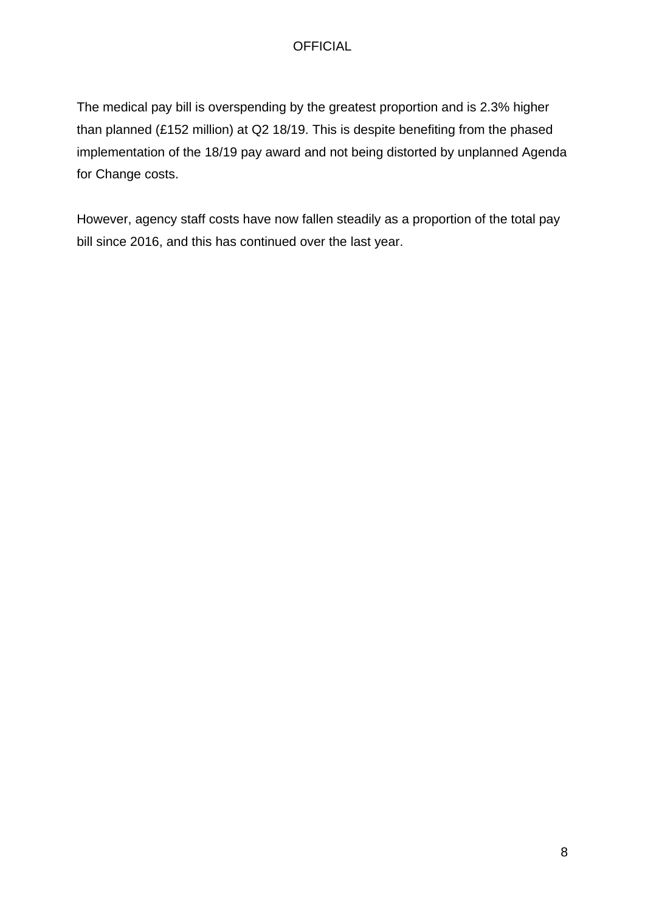The medical pay bill is overspending by the greatest proportion and is 2.3% higher than planned (£152 million) at Q2 18/19. This is despite benefiting from the phased implementation of the 18/19 pay award and not being distorted by unplanned Agenda for Change costs.

However, agency staff costs have now fallen steadily as a proportion of the total pay bill since 2016, and this has continued over the last year.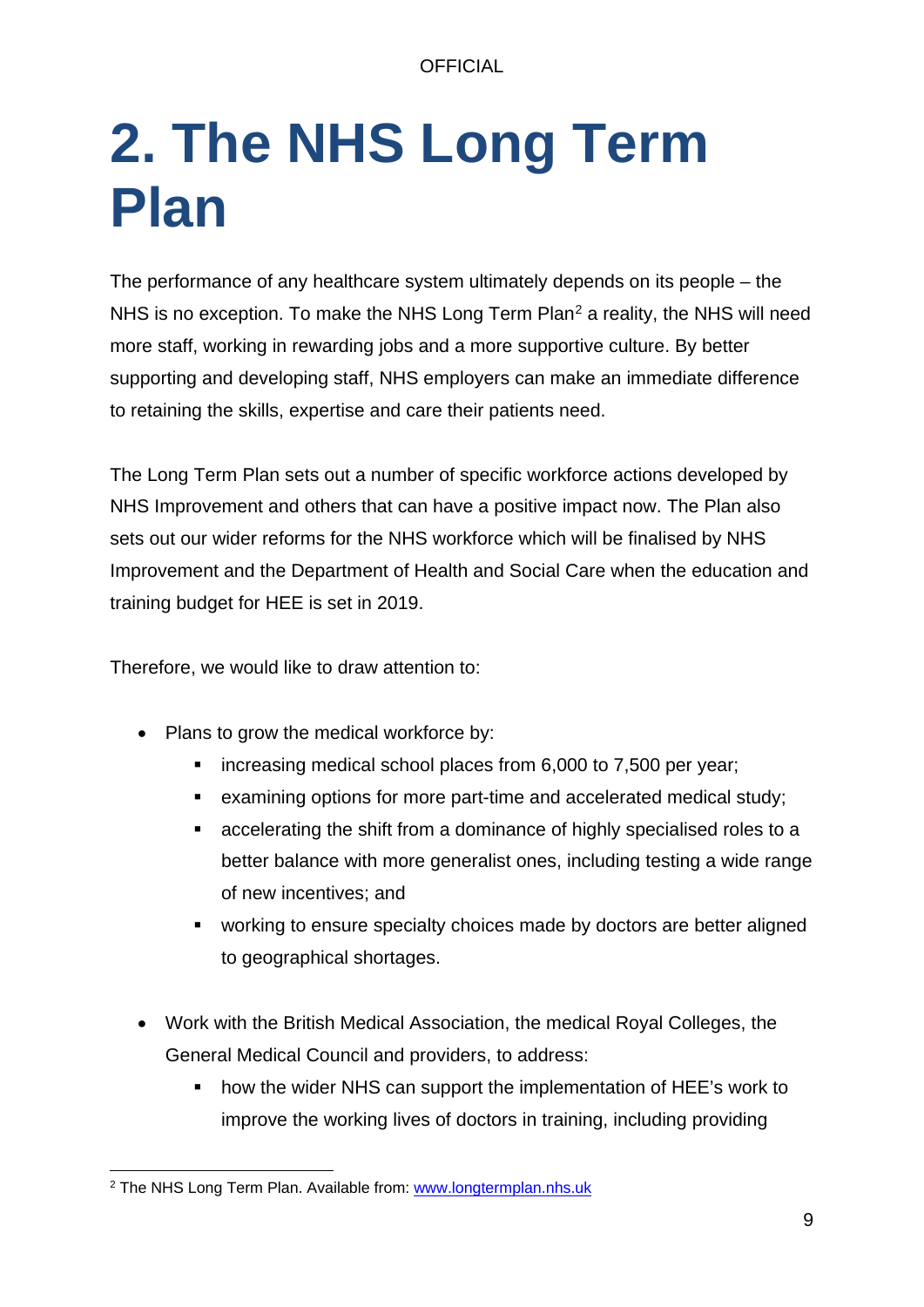# 2. The NHS Long Term Plan

The performance of any healthcare system ultimately depends on its people – the NHS is no exception. To make the NHS Long Term Plan[2] a reality, the NHS will need more staff, working in rewarding jobs and a more supportive culture. By better supporting and developing staff, NHS employers can make an immediate difference to retaining the skills, expertise and care their patients need.

The Long Term Plan sets out a number of specific workforce actions developed by NHS Improvement and others that can have a positive impact now. The Plan also sets out our wider reforms for the NHS workforce which will be finalised by NHS Improvement and the Department of Health and Social Care when the education and training budget for HEE is set in 2019.

Therefore, we would like to draw attention to:

- Plans to grow the medical workforce by:
  - increasing medical school places from 6,000 to 7,500 per year;
  - examining options for more part-time and accelerated medical study;
  - accelerating the shift from a dominance of highly specialised roles to a better balance with more generalist ones, including testing a wide range of new incentives; and
  - working to ensure specialty choices made by doctors are better aligned to geographical shortages.

- Work with the British Medical Association, the medical Royal Colleges, the General Medical Council and providers, to address:
  - how the wider NHS can support the implementation of HEE's work to improve the working lives of doctors in training, including providing

[2] The NHS Long Term Plan. Available from: www.longtermplan.nhs.uk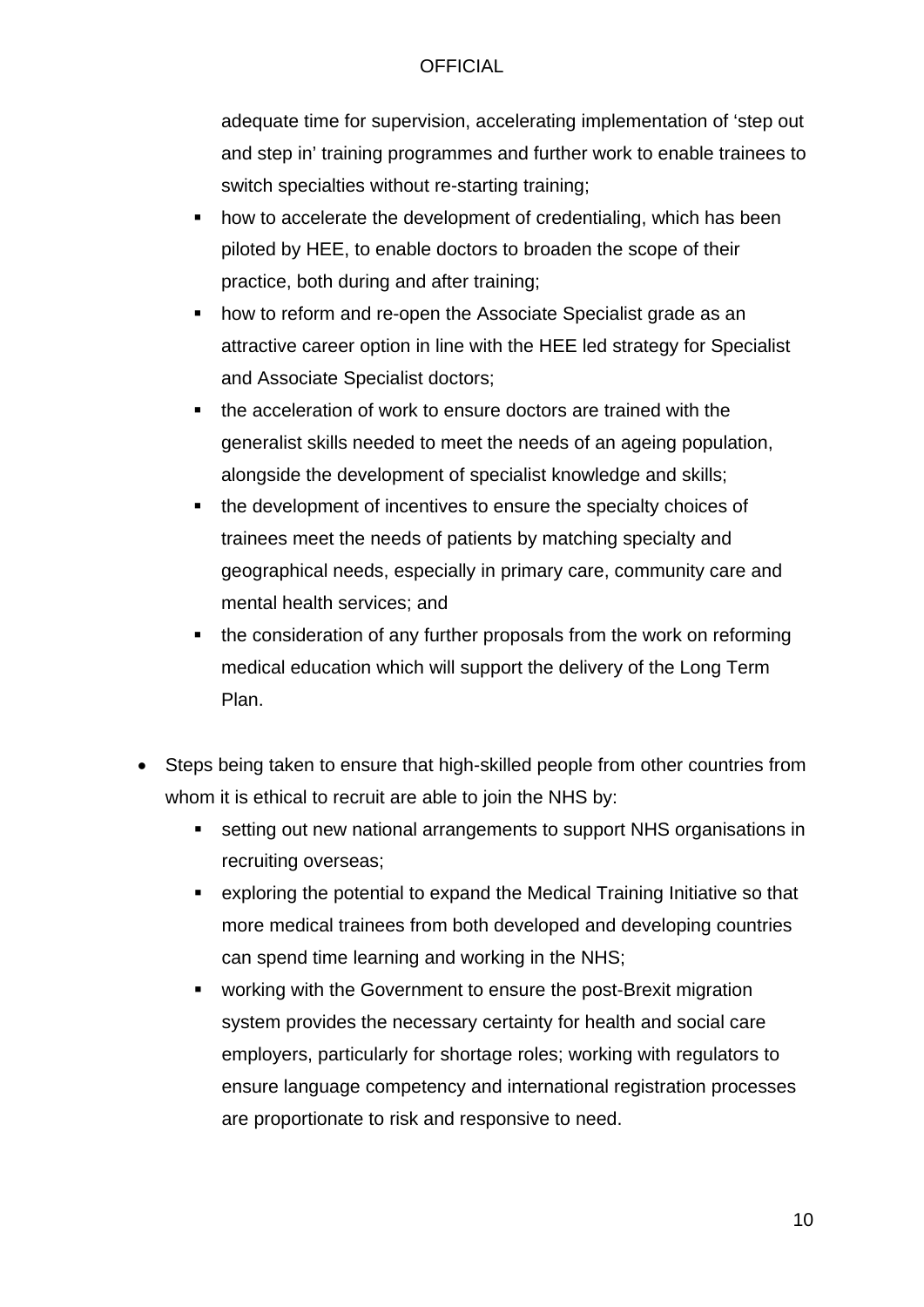adequate time for supervision, accelerating implementation of 'step out and step in' training programmes and further work to enable trainees to switch specialties without re-starting training;

    - how to accelerate the development of credentialing, which has been piloted by HEE, to enable doctors to broaden the scope of their practice, both during and after training;
    - how to reform and re-open the Associate Specialist grade as an attractive career option in line with the HEE led strategy for Specialist and Associate Specialist doctors;
    - the acceleration of work to ensure doctors are trained with the generalist skills needed to meet the needs of an ageing population, alongside the development of specialist knowledge and skills;
    - the development of incentives to ensure the specialty choices of trainees meet the needs of patients by matching specialty and geographical needs, especially in primary care, community care and mental health services; and
    - the consideration of any further proposals from the work on reforming medical education which will support the delivery of the Long Term Plan.

- Steps being taken to ensure that high-skilled people from other countries from whom it is ethical to recruit are able to join the NHS by:
    - setting out new national arrangements to support NHS organisations in recruiting overseas;
    - exploring the potential to expand the Medical Training Initiative so that more medical trainees from both developed and developing countries can spend time learning and working in the NHS;
    - working with the Government to ensure the post-Brexit migration system provides the necessary certainty for health and social care employers, particularly for shortage roles; working with regulators to ensure language competency and international registration processes are proportionate to risk and responsive to need.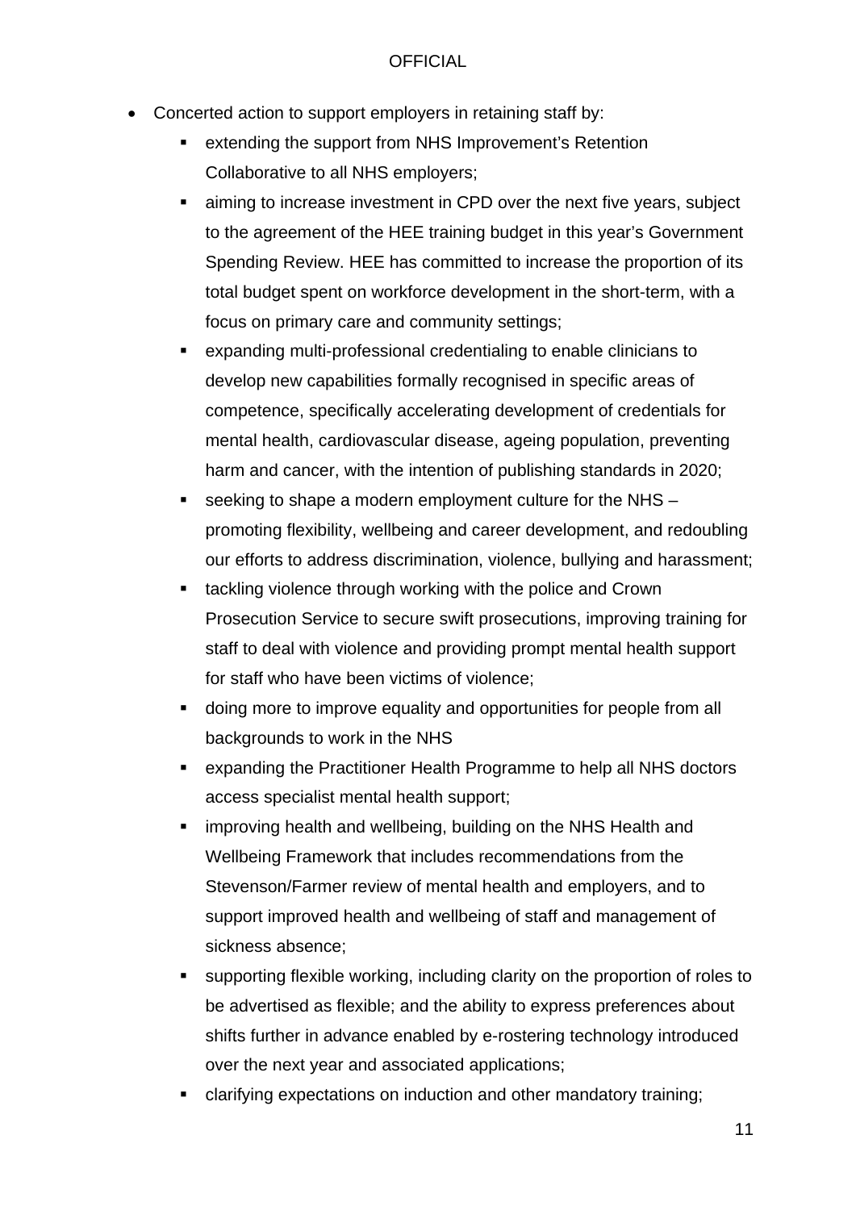- Concerted action to support employers in retaining staff by:
    - extending the support from NHS Improvement's Retention Collaborative to all NHS employers;
    - aiming to increase investment in CPD over the next five years, subject to the agreement of the HEE training budget in this year's Government Spending Review. HEE has committed to increase the proportion of its total budget spent on workforce development in the short-term, with a focus on primary care and community settings;
    - expanding multi-professional credentialing to enable clinicians to develop new capabilities formally recognised in specific areas of competence, specifically accelerating development of credentials for mental health, cardiovascular disease, ageing population, preventing harm and cancer, with the intention of publishing standards in 2020;
    - seeking to shape a modern employment culture for the NHS – promoting flexibility, wellbeing and career development, and redoubling our efforts to address discrimination, violence, bullying and harassment;
    - tackling violence through working with the police and Crown Prosecution Service to secure swift prosecutions, improving training for staff to deal with violence and providing prompt mental health support for staff who have been victims of violence;
    - doing more to improve equality and opportunities for people from all backgrounds to work in the NHS
    - expanding the Practitioner Health Programme to help all NHS doctors access specialist mental health support;
    - improving health and wellbeing, building on the NHS Health and Wellbeing Framework that includes recommendations from the Stevenson/Farmer review of mental health and employers, and to support improved health and wellbeing of staff and management of sickness absence;
    - supporting flexible working, including clarity on the proportion of roles to be advertised as flexible; and the ability to express preferences about shifts further in advance enabled by e-rostering technology introduced over the next year and associated applications;
    - clarifying expectations on induction and other mandatory training;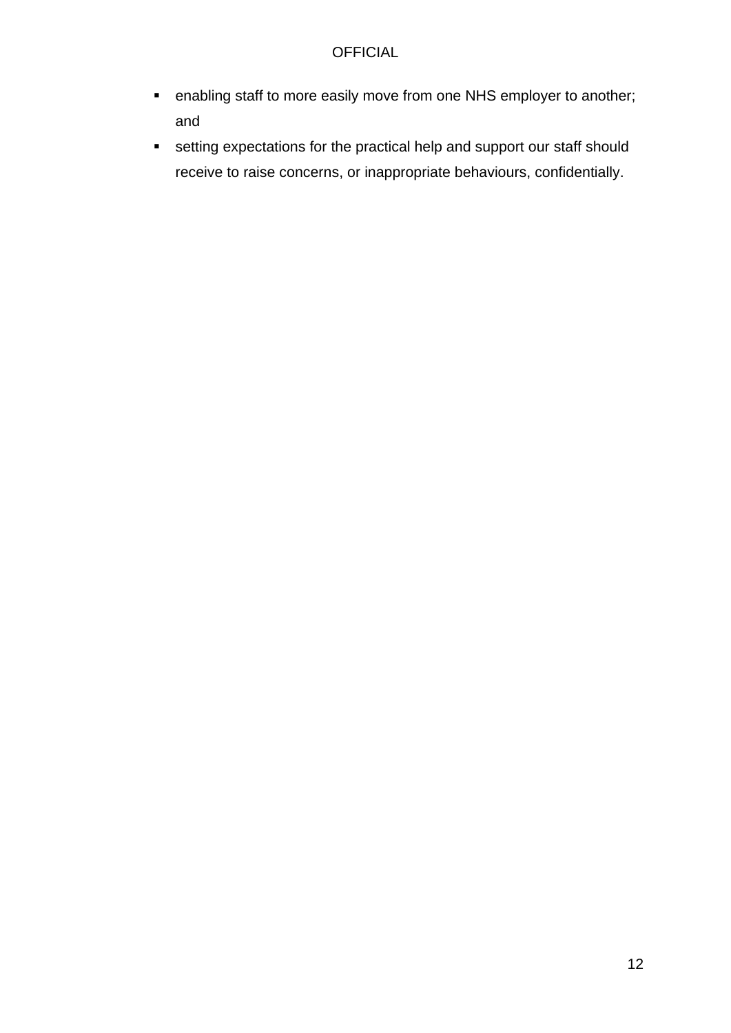- enabling staff to more easily move from one NHS employer to another; and
- setting expectations for the practical help and support our staff should receive to raise concerns, or inappropriate behaviours, confidentially.